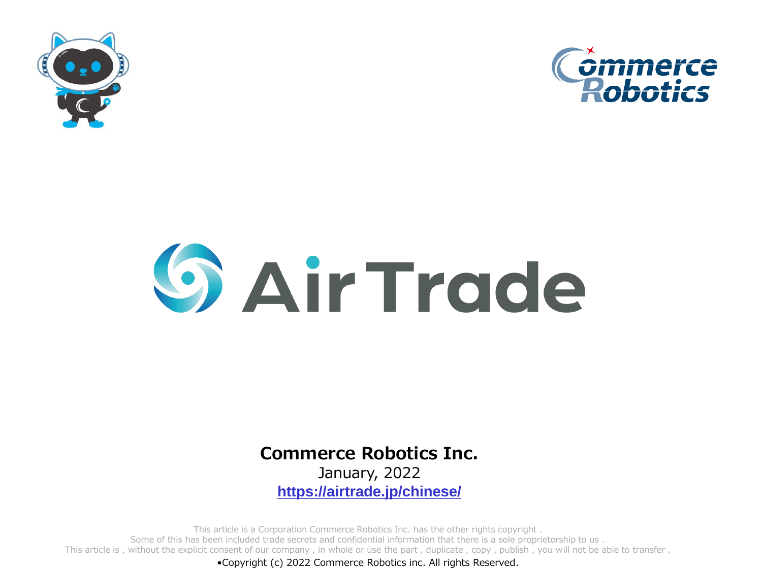# AirTrade

**Commerce Robotics Inc.**

January, 2022

https://airtrade.jp/chinese/

This article is a Corporation Commerce Robotics Inc. has the other rights copyright .
Some of this has been included trade secrets and confidential information that there is a sole proprietorship to us .
This article is , without the explicit consent of our company , in whole or use the part , duplicate , copy , publish , you will not be able to transfer .

•Copyright (c) 2022 Commerce Robotics inc. All rights Reserved.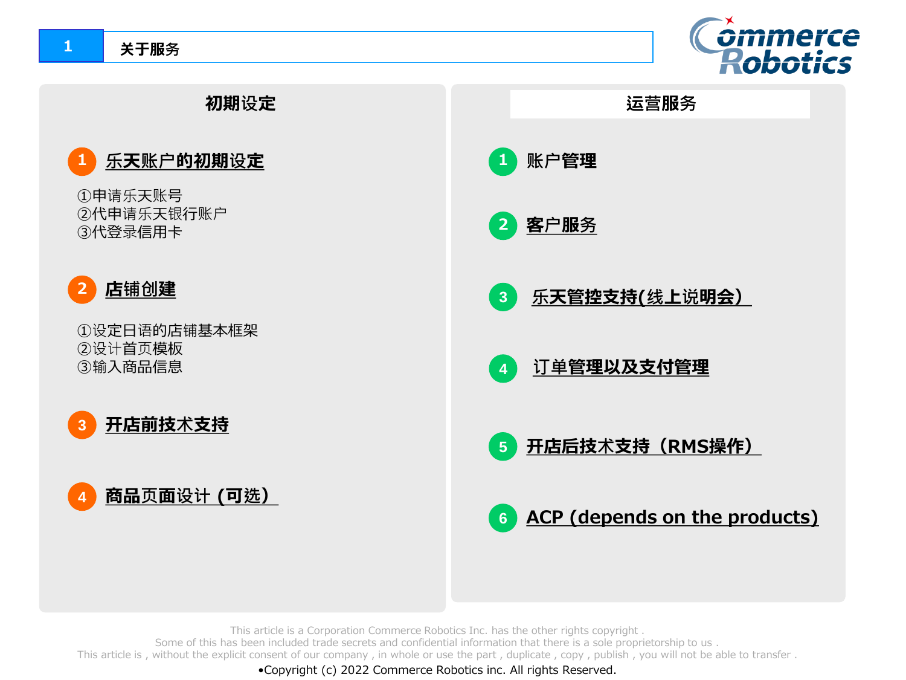# 1 关于服务

## 初期设定

1. **乐天账户的初期设定**

   ①申请乐天账号
   ②代申请乐天银行账户
   ③代登录信用卡

2. **店铺创建**

   ①设定日语的店铺基本框架
   ②设计首页模板
   ③输入商品信息

3. **开店前技术支持**

4. **商品页面设计 (可选）**

## 运营服务

1. **账户管理**
2. **客户服务**
3. **乐天管控支持(线上说明会）**
4. **订单管理以及支付管理**
5. **开店后技术支持（RMS操作）**
6. **ACP (depends on the products)**

This article is a Corporation Commerce Robotics Inc. has the other rights copyright .
Some of this has been included trade secrets and confidential information that there is a sole proprietorship to us .
This article is , without the explicit consent of our company , in whole or use the part , duplicate , copy , publish , you will not be able to transfer .

•Copyright (c) 2022 Commerce Robotics inc. All rights Reserved.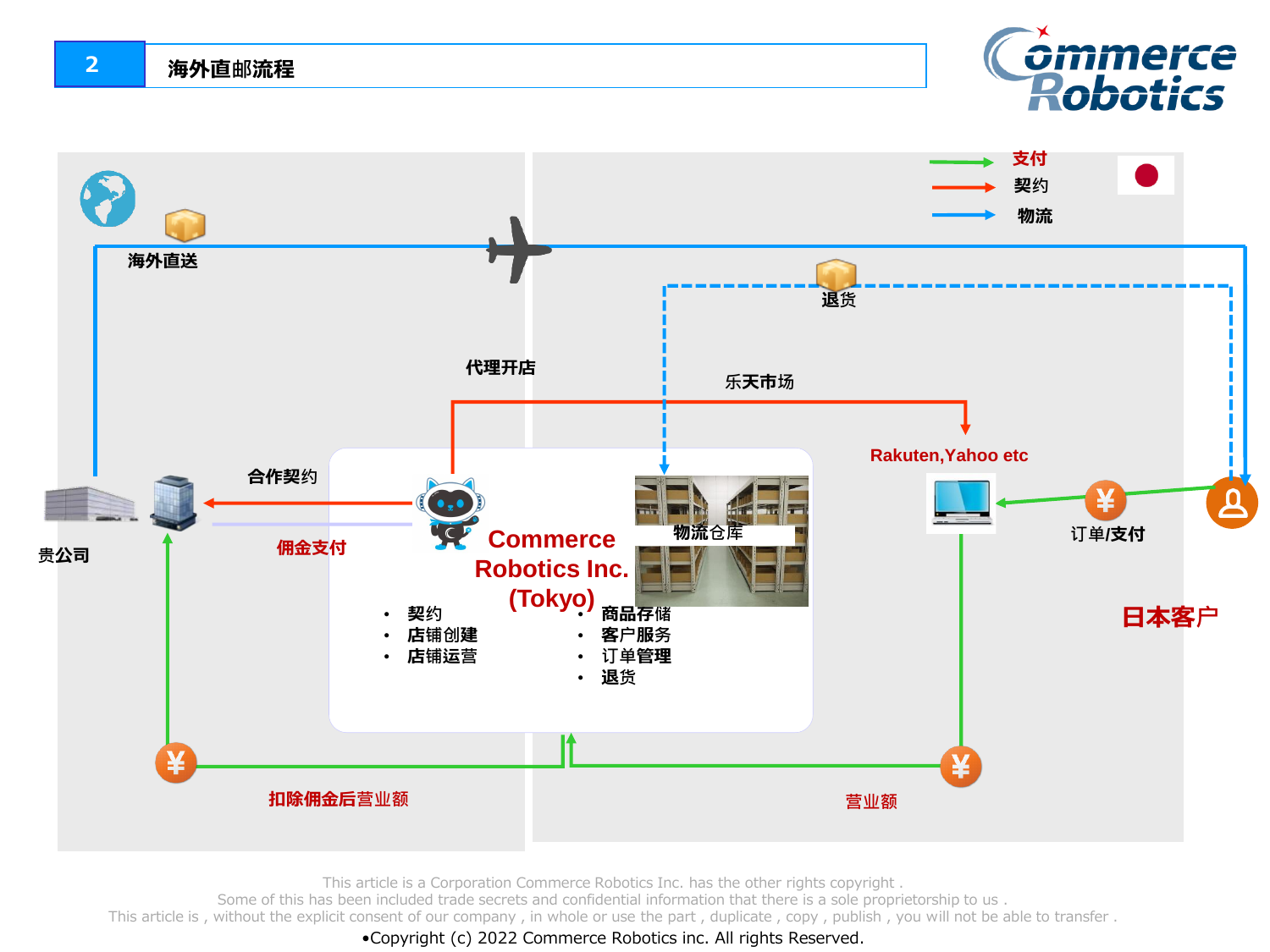## 2 海外直邮流程

支付
契约
物流

海外直送

退货

代理开店

乐天市场

Rakuten,Yahoo etc

合作契约

贵公司

佣金支付

Commerce Robotics Inc. (Tokyo)

物流仓库

- 契约
- 店铺创建
- 店铺运营

- 商品存储
- 客户服务
- 订单管理
- 退货

订单/支付

日本客户

扣除佣金后营业额

营业额

This article is a Corporation Commerce Robotics Inc. has the other rights copyright .
Some of this has been included trade secrets and confidential information that there is a sole proprietorship to us .
This article is , without the explicit consent of our company , in whole or use the part , duplicate , copy , publish , you will not be able to transfer .

•Copyright (c) 2022 Commerce Robotics inc. All rights Reserved.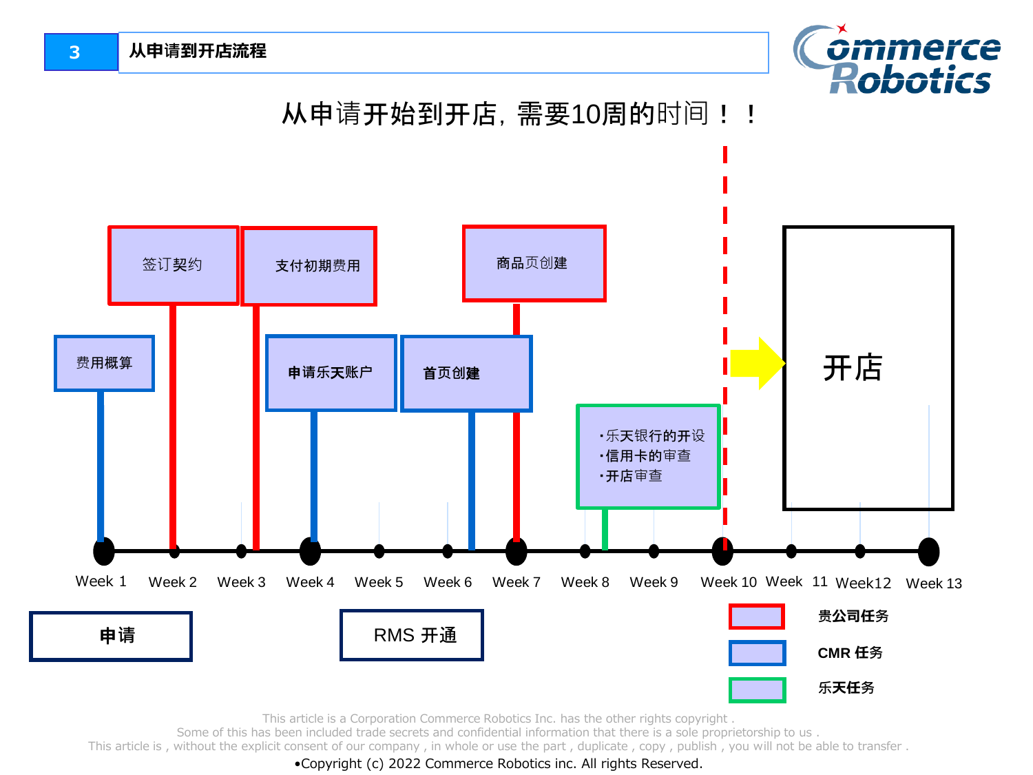## 3 从申请到开店流程

# 从申请开始到开店，需要10周的时间！！

费用概算

签订契约

支付初期费用

申请乐天账户

首页创建

商品页创建

・乐天银行的开设
・信用卡的审查
・开店审查

开店

Week 1　Week 2　Week 3　Week 4　Week 5　Week 6　Week 7　Week 8　Week 9　Week 10　Week 11　Week12　Week 13

申请

RMS 开通

贵公司任务

CMR 任务

乐天任务

This article is a Corporation Commerce Robotics Inc. has the other rights copyright .
Some of this has been included trade secrets and confidential information that there is a sole proprietorship to us .
This article is , without the explicit consent of our company , in whole or use the part , duplicate , copy , publish , you will not be able to transfer .

•Copyright (c) 2022 Commerce Robotics inc. All rights Reserved.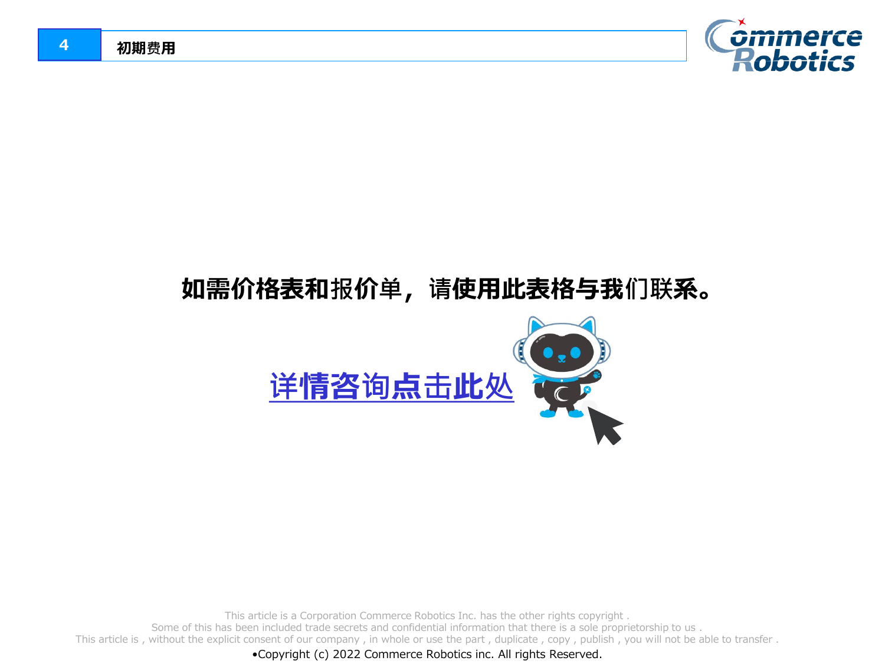## 4 初期费用

**如需价格表和报价单，请使用此表格与我们联系。**

**详情咨询点击此处**

This article is a Corporation Commerce Robotics Inc. has the other rights copyright .
Some of this has been included trade secrets and confidential information that there is a sole proprietorship to us .
This article is , without the explicit consent of our company , in whole or use the part , duplicate , copy , publish , you will not be able to transfer .

•Copyright (c) 2022 Commerce Robotics inc. All rights Reserved.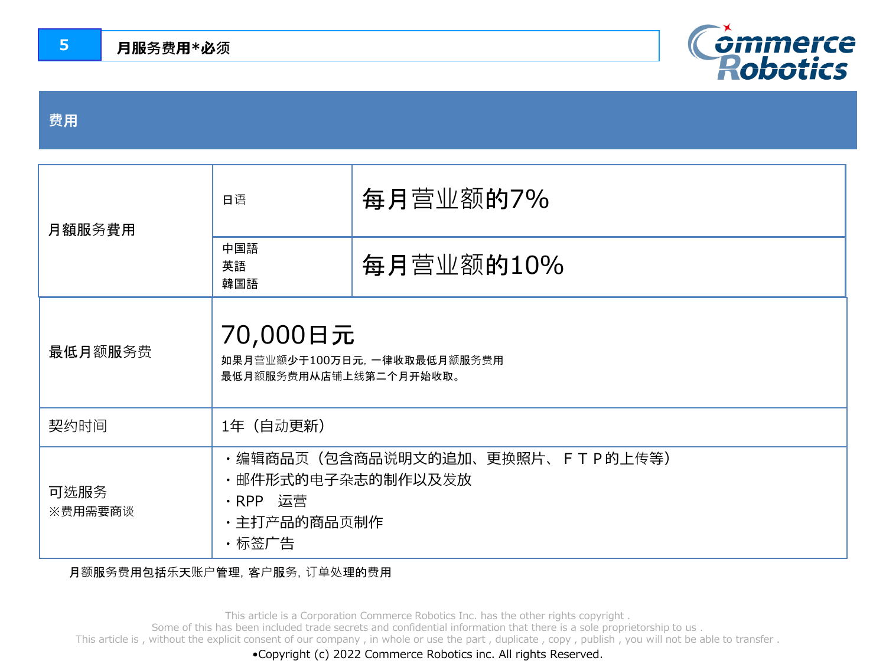## 5 月服务费用*必须

## 费用

| | | |
|---|---|---|
| 月額服務費用 | 日语 | 每月营业额的7% |
| | 中国語<br>英語<br>韓国語 | 每月营业额的10% |
| 最低月额服务费 | 70,000日元<br>如果月营业额少于100万日元，一律收取最低月额服务费用<br>最低月额服务费用从店铺上线第二个月开始收取。 | |
| 契约时间 | 1年（自动更新） | |
| 可选服务<br>※费用需要商谈 | ・编辑商品页（包含商品说明文的追加、更换照片、ＦＴＰ的上传等）<br>・邮件形式的电子杂志的制作以及发放<br>・RPP　运营<br>・主打产品的商品页制作<br>・标签广告 | |

月额服务费用包括乐天账户管理，客户服务，订单处理的费用

This article is a Corporation Commerce Robotics Inc. has the other rights copyright .
Some of this has been included trade secrets and confidential information that there is a sole proprietorship to us .
This article is , without the explicit consent of our company , in whole or use the part , duplicate , copy , publish , you will not be able to transfer .

•Copyright (c) 2022 Commerce Robotics inc. All rights Reserved.